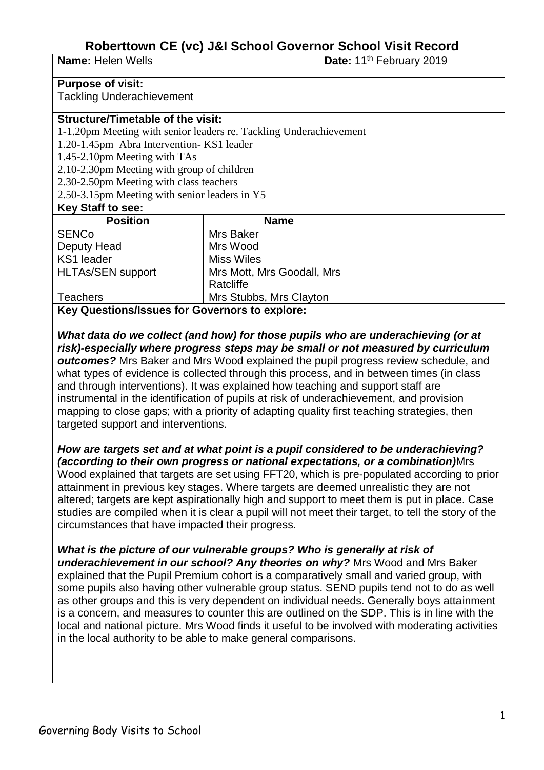# Roberttown CE (vc) J&I School Governor School Visit Record

| **Name:** Helen Wells | **Date:** 11th February 2019 |
|---|---|

**Purpose of visit:**
Tackling Underachievement

**Structure/Timetable of the visit:**
1-1.20pm Meeting with senior leaders re. Tackling Underachievement
1.20-1.45pm Abra Intervention- KS1 leader
1.45-2.10pm Meeting with TAs
2.10-2.30pm Meeting with group of children
2.30-2.50pm Meeting with class teachers
2.50-3.15pm Meeting with senior leaders in Y5

**Key Staff to see:**

| Position | Name | |
|---|---|---|
| SENCo | Mrs Baker | |
| Deputy Head | Mrs Wood | |
| KS1 leader | Miss Wiles | |
| HLTAs/SEN support | Mrs Mott, Mrs Goodall, Mrs Ratcliffe | |
| Teachers | Mrs Stubbs, Mrs Clayton | |

**Key Questions/Issues for Governors to explore:**

***What data do we collect (and how) for those pupils who are underachieving (or at risk)-especially where progress steps may be small or not measured by curriculum outcomes?*** Mrs Baker and Mrs Wood explained the pupil progress review schedule, and what types of evidence is collected through this process, and in between times (in class and through interventions). It was explained how teaching and support staff are instrumental in the identification of pupils at risk of underachievement, and provision mapping to close gaps; with a priority of adapting quality first teaching strategies, then targeted support and interventions.

***How are targets set and at what point is a pupil considered to be underachieving? (according to their own progress or national expectations, or a combination)*** Mrs Wood explained that targets are set using FFT20, which is pre-populated according to prior attainment in previous key stages. Where targets are deemed unrealistic they are not altered; targets are kept aspirationally high and support to meet them is put in place. Case studies are compiled when it is clear a pupil will not meet their target, to tell the story of the circumstances that have impacted their progress.

***What is the picture of our vulnerable groups? Who is generally at risk of underachievement in our school? Any theories on why?*** Mrs Wood and Mrs Baker explained that the Pupil Premium cohort is a comparatively small and varied group, with some pupils also having other vulnerable group status. SEND pupils tend not to do as well as other groups and this is very dependent on individual needs. Generally boys attainment is a concern, and measures to counter this are outlined on the SDP. This is in line with the local and national picture. Mrs Wood finds it useful to be involved with moderating activities in the local authority to be able to make general comparisons.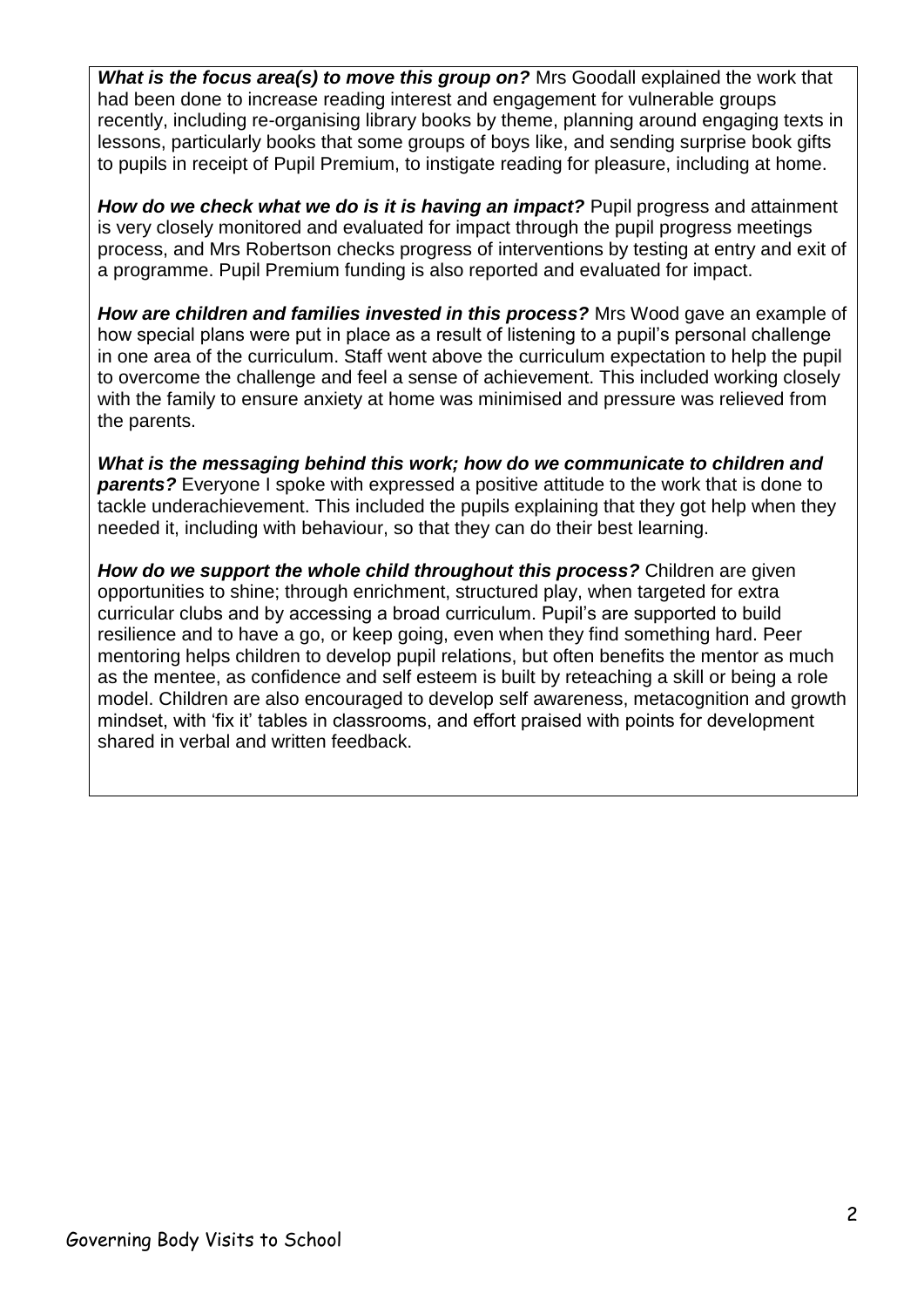***What is the focus area(s) to move this group on?*** Mrs Goodall explained the work that had been done to increase reading interest and engagement for vulnerable groups recently, including re-organising library books by theme, planning around engaging texts in lessons, particularly books that some groups of boys like, and sending surprise book gifts to pupils in receipt of Pupil Premium, to instigate reading for pleasure, including at home.

***How do we check what we do is it is having an impact?*** Pupil progress and attainment is very closely monitored and evaluated for impact through the pupil progress meetings process, and Mrs Robertson checks progress of interventions by testing at entry and exit of a programme. Pupil Premium funding is also reported and evaluated for impact.

***How are children and families invested in this process?*** Mrs Wood gave an example of how special plans were put in place as a result of listening to a pupil's personal challenge in one area of the curriculum. Staff went above the curriculum expectation to help the pupil to overcome the challenge and feel a sense of achievement. This included working closely with the family to ensure anxiety at home was minimised and pressure was relieved from the parents.

***What is the messaging behind this work; how do we communicate to children and parents?*** Everyone I spoke with expressed a positive attitude to the work that is done to tackle underachievement. This included the pupils explaining that they got help when they needed it, including with behaviour, so that they can do their best learning.

***How do we support the whole child throughout this process?*** Children are given opportunities to shine; through enrichment, structured play, when targeted for extra curricular clubs and by accessing a broad curriculum. Pupil's are supported to build resilience and to have a go, or keep going, even when they find something hard. Peer mentoring helps children to develop pupil relations, but often benefits the mentor as much as the mentee, as confidence and self esteem is built by reteaching a skill or being a role model. Children are also encouraged to develop self awareness, metacognition and growth mindset, with 'fix it' tables in classrooms, and effort praised with points for development shared in verbal and written feedback.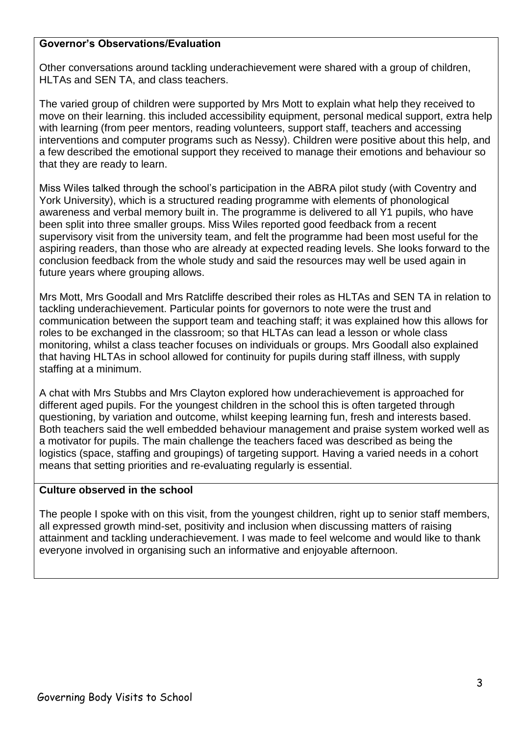**Governor's Observations/Evaluation**

Other conversations around tackling underachievement were shared with a group of children, HLTAs and SEN TA, and class teachers.

The varied group of children were supported by Mrs Mott to explain what help they received to move on their learning. this included accessibility equipment, personal medical support, extra help with learning (from peer mentors, reading volunteers, support staff, teachers and accessing interventions and computer programs such as Nessy). Children were positive about this help, and a few described the emotional support they received to manage their emotions and behaviour so that they are ready to learn.

Miss Wiles talked through the school's participation in the ABRA pilot study (with Coventry and York University), which is a structured reading programme with elements of phonological awareness and verbal memory built in. The programme is delivered to all Y1 pupils, who have been split into three smaller groups. Miss Wiles reported good feedback from a recent supervisory visit from the university team, and felt the programme had been most useful for the aspiring readers, than those who are already at expected reading levels. She looks forward to the conclusion feedback from the whole study and said the resources may well be used again in future years where grouping allows.

Mrs Mott, Mrs Goodall and Mrs Ratcliffe described their roles as HLTAs and SEN TA in relation to tackling underachievement. Particular points for governors to note were the trust and communication between the support team and teaching staff; it was explained how this allows for roles to be exchanged in the classroom; so that HLTAs can lead a lesson or whole class monitoring, whilst a class teacher focuses on individuals or groups. Mrs Goodall also explained that having HLTAs in school allowed for continuity for pupils during staff illness, with supply staffing at a minimum.

A chat with Mrs Stubbs and Mrs Clayton explored how underachievement is approached for different aged pupils. For the youngest children in the school this is often targeted through questioning, by variation and outcome, whilst keeping learning fun, fresh and interests based. Both teachers said the well embedded behaviour management and praise system worked well as a motivator for pupils. The main challenge the teachers faced was described as being the logistics (space, staffing and groupings) of targeting support. Having a varied needs in a cohort means that setting priorities and re-evaluating regularly is essential.

**Culture observed in the school**

The people I spoke with on this visit, from the youngest children, right up to senior staff members, all expressed growth mind-set, positivity and inclusion when discussing matters of raising attainment and tackling underachievement. I was made to feel welcome and would like to thank everyone involved in organising such an informative and enjoyable afternoon.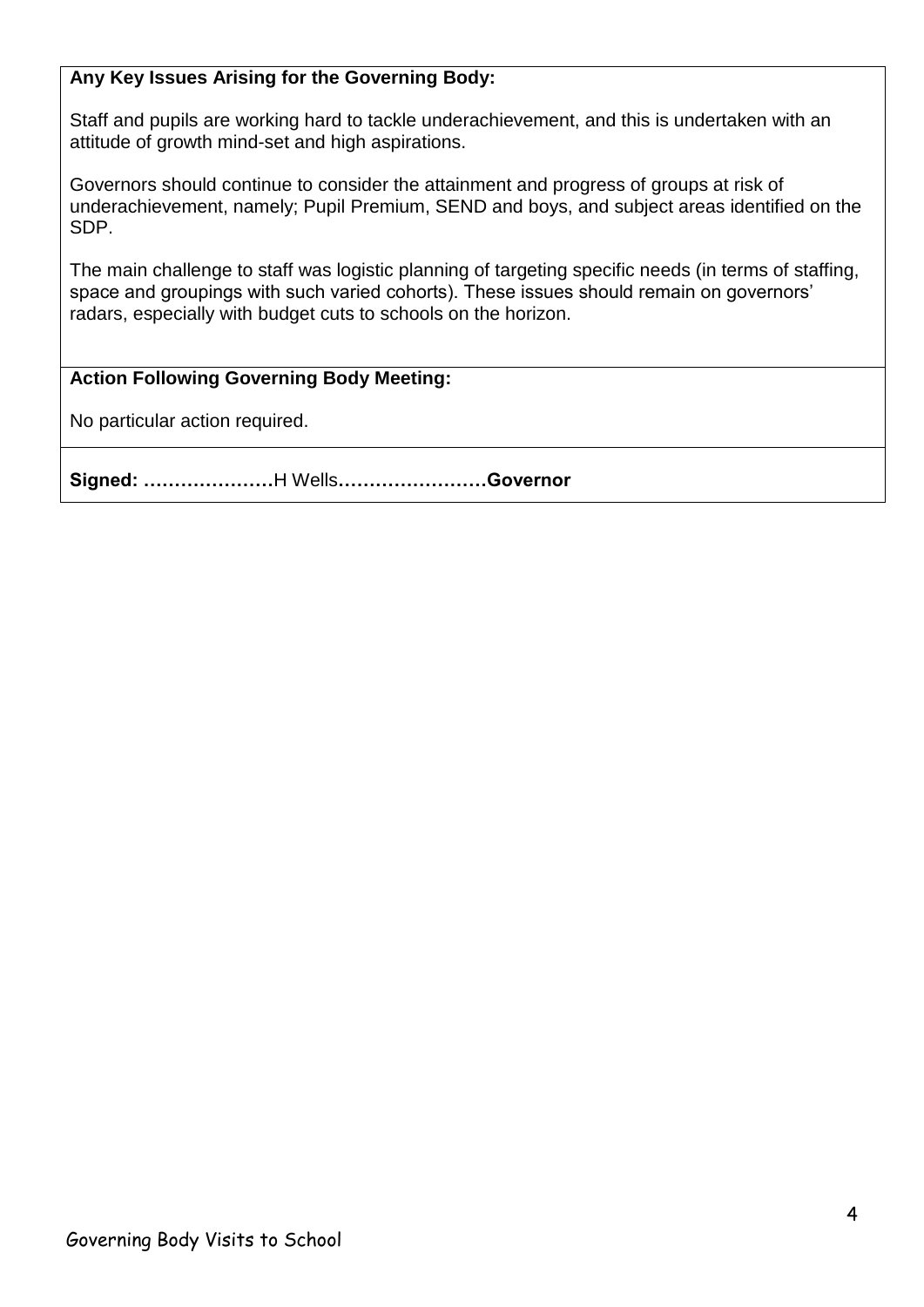**Any Key Issues Arising for the Governing Body:**

Staff and pupils are working hard to tackle underachievement, and this is undertaken with an attitude of growth mind-set and high aspirations.

Governors should continue to consider the attainment and progress of groups at risk of underachievement, namely; Pupil Premium, SEND and boys, and subject areas identified on the SDP.

The main challenge to staff was logistic planning of targeting specific needs (in terms of staffing, space and groupings with such varied cohorts). These issues should remain on governors' radars, especially with budget cuts to schools on the horizon.

**Action Following Governing Body Meeting:**

No particular action required.

**Signed: …………………**H Wells**……………………Governor**